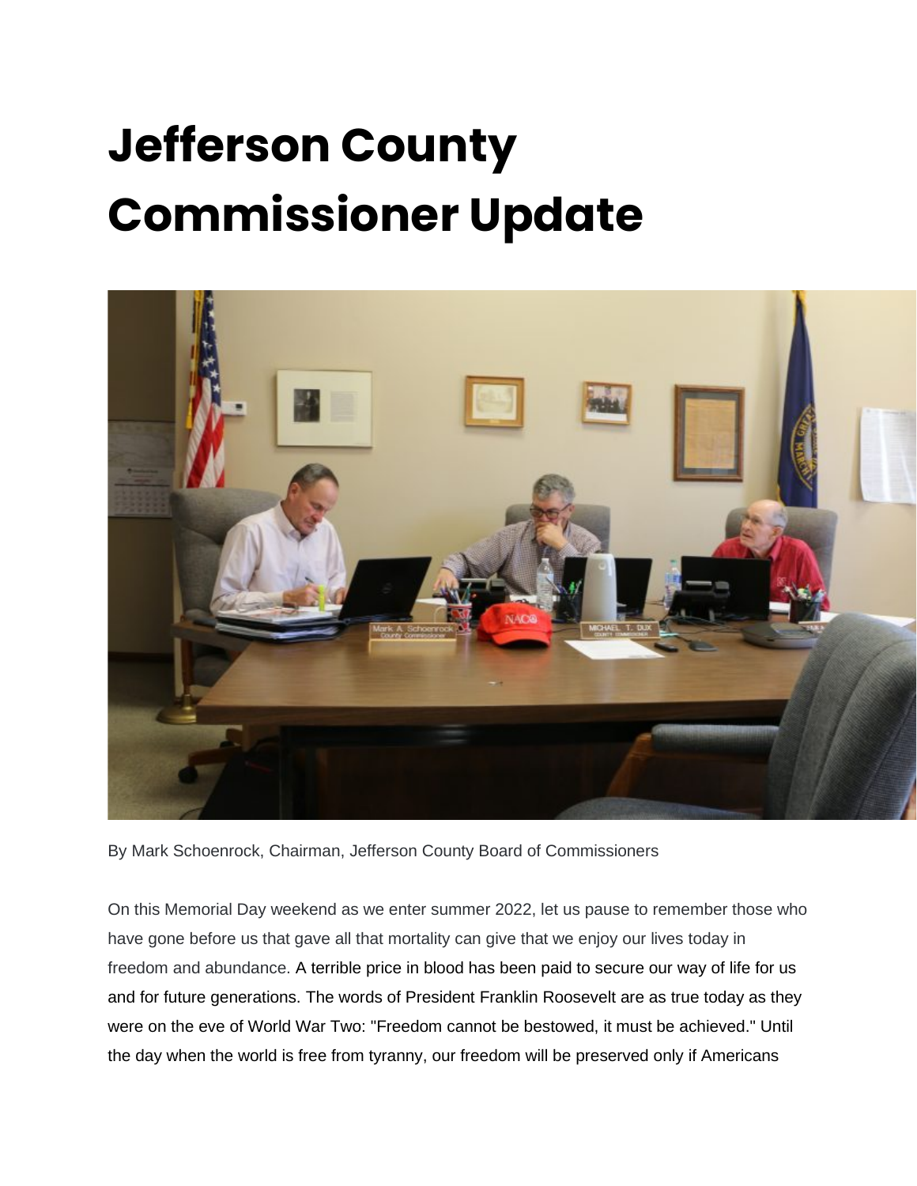# Jefferson County Commissioner Update

By Mark Schoenrock, Chairman, Jefferson County Board of Commissioners

On this Memorial Day weekend as we enter summer 2022, let us pause to remember those who have gone before us that gave all that mortality can give that we enjoy our lives today in freedom and abundance. A terrible price in blood has been paid to secure our way of life for us and for future generations. The words of President Franklin Roosevelt are as true today as they were on the eve of World War Two: "Freedom cannot be bestowed, it must be achieved." Until the day when the world is free from tyranny, our freedom will be preserved only if Americans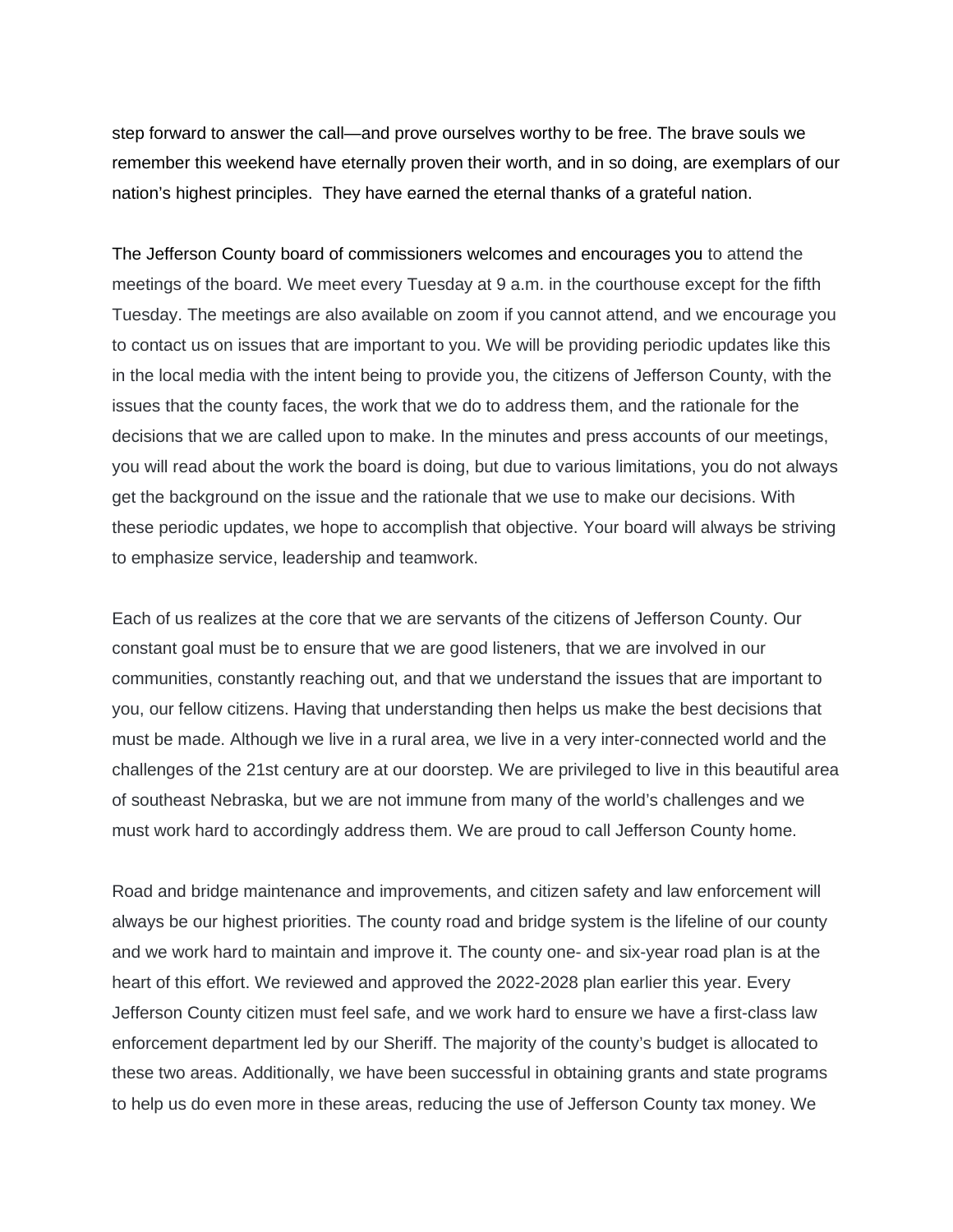step forward to answer the call—and prove ourselves worthy to be free. The brave souls we remember this weekend have eternally proven their worth, and in so doing, are exemplars of our nation's highest principles. They have earned the eternal thanks of a grateful nation.

The Jefferson County board of commissioners welcomes and encourages you to attend the meetings of the board. We meet every Tuesday at 9 a.m. in the courthouse except for the fifth Tuesday. The meetings are also available on zoom if you cannot attend, and we encourage you to contact us on issues that are important to you. We will be providing periodic updates like this in the local media with the intent being to provide you, the citizens of Jefferson County, with the issues that the county faces, the work that we do to address them, and the rationale for the decisions that we are called upon to make. In the minutes and press accounts of our meetings, you will read about the work the board is doing, but due to various limitations, you do not always get the background on the issue and the rationale that we use to make our decisions. With these periodic updates, we hope to accomplish that objective. Your board will always be striving to emphasize service, leadership and teamwork.

Each of us realizes at the core that we are servants of the citizens of Jefferson County. Our constant goal must be to ensure that we are good listeners, that we are involved in our communities, constantly reaching out, and that we understand the issues that are important to you, our fellow citizens. Having that understanding then helps us make the best decisions that must be made. Although we live in a rural area, we live in a very inter-connected world and the challenges of the 21st century are at our doorstep. We are privileged to live in this beautiful area of southeast Nebraska, but we are not immune from many of the world's challenges and we must work hard to accordingly address them. We are proud to call Jefferson County home.

Road and bridge maintenance and improvements, and citizen safety and law enforcement will always be our highest priorities. The county road and bridge system is the lifeline of our county and we work hard to maintain and improve it. The county one- and six-year road plan is at the heart of this effort. We reviewed and approved the 2022-2028 plan earlier this year. Every Jefferson County citizen must feel safe, and we work hard to ensure we have a first-class law enforcement department led by our Sheriff. The majority of the county's budget is allocated to these two areas. Additionally, we have been successful in obtaining grants and state programs to help us do even more in these areas, reducing the use of Jefferson County tax money. We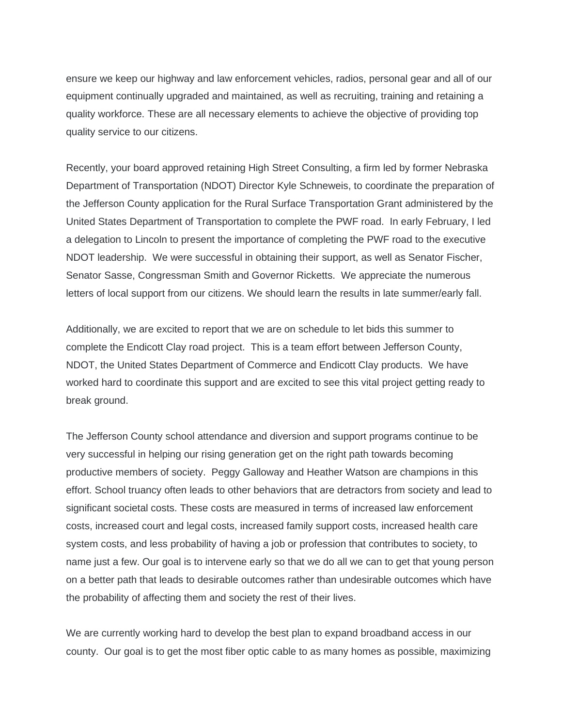ensure we keep our highway and law enforcement vehicles, radios, personal gear and all of our equipment continually upgraded and maintained, as well as recruiting, training and retaining a quality workforce. These are all necessary elements to achieve the objective of providing top quality service to our citizens.

Recently, your board approved retaining High Street Consulting, a firm led by former Nebraska Department of Transportation (NDOT) Director Kyle Schneweis, to coordinate the preparation of the Jefferson County application for the Rural Surface Transportation Grant administered by the United States Department of Transportation to complete the PWF road. In early February, I led a delegation to Lincoln to present the importance of completing the PWF road to the executive NDOT leadership. We were successful in obtaining their support, as well as Senator Fischer, Senator Sasse, Congressman Smith and Governor Ricketts. We appreciate the numerous letters of local support from our citizens. We should learn the results in late summer/early fall.

Additionally, we are excited to report that we are on schedule to let bids this summer to complete the Endicott Clay road project. This is a team effort between Jefferson County, NDOT, the United States Department of Commerce and Endicott Clay products. We have worked hard to coordinate this support and are excited to see this vital project getting ready to break ground.

The Jefferson County school attendance and diversion and support programs continue to be very successful in helping our rising generation get on the right path towards becoming productive members of society. Peggy Galloway and Heather Watson are champions in this effort. School truancy often leads to other behaviors that are detractors from society and lead to significant societal costs. These costs are measured in terms of increased law enforcement costs, increased court and legal costs, increased family support costs, increased health care system costs, and less probability of having a job or profession that contributes to society, to name just a few. Our goal is to intervene early so that we do all we can to get that young person on a better path that leads to desirable outcomes rather than undesirable outcomes which have the probability of affecting them and society the rest of their lives.

We are currently working hard to develop the best plan to expand broadband access in our county. Our goal is to get the most fiber optic cable to as many homes as possible, maximizing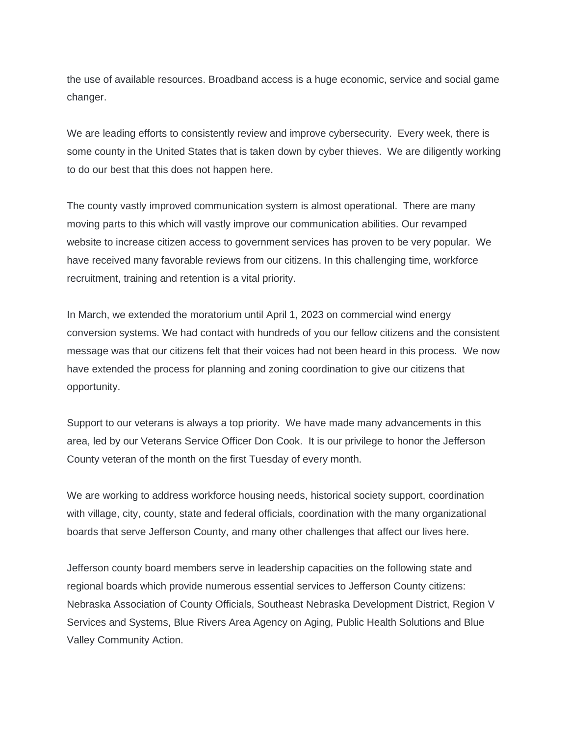the use of available resources. Broadband access is a huge economic, service and social game changer.

We are leading efforts to consistently review and improve cybersecurity. Every week, there is some county in the United States that is taken down by cyber thieves. We are diligently working to do our best that this does not happen here.

The county vastly improved communication system is almost operational. There are many moving parts to this which will vastly improve our communication abilities. Our revamped website to increase citizen access to government services has proven to be very popular. We have received many favorable reviews from our citizens. In this challenging time, workforce recruitment, training and retention is a vital priority.

In March, we extended the moratorium until April 1, 2023 on commercial wind energy conversion systems. We had contact with hundreds of you our fellow citizens and the consistent message was that our citizens felt that their voices had not been heard in this process. We now have extended the process for planning and zoning coordination to give our citizens that opportunity.

Support to our veterans is always a top priority. We have made many advancements in this area, led by our Veterans Service Officer Don Cook. It is our privilege to honor the Jefferson County veteran of the month on the first Tuesday of every month.

We are working to address workforce housing needs, historical society support, coordination with village, city, county, state and federal officials, coordination with the many organizational boards that serve Jefferson County, and many other challenges that affect our lives here.

Jefferson county board members serve in leadership capacities on the following state and regional boards which provide numerous essential services to Jefferson County citizens: Nebraska Association of County Officials, Southeast Nebraska Development District, Region V Services and Systems, Blue Rivers Area Agency on Aging, Public Health Solutions and Blue Valley Community Action.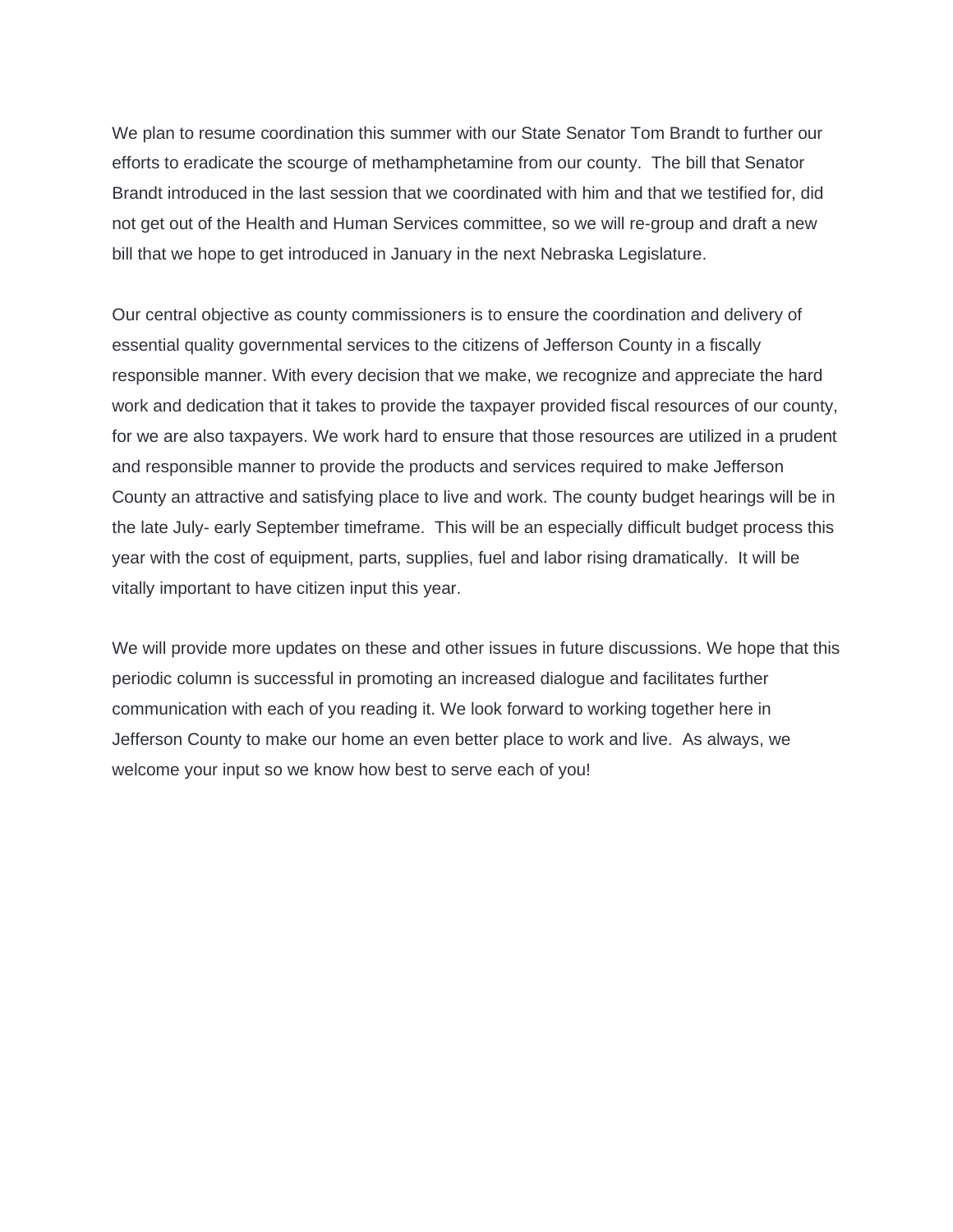We plan to resume coordination this summer with our State Senator Tom Brandt to further our efforts to eradicate the scourge of methamphetamine from our county. The bill that Senator Brandt introduced in the last session that we coordinated with him and that we testified for, did not get out of the Health and Human Services committee, so we will re-group and draft a new bill that we hope to get introduced in January in the next Nebraska Legislature.

Our central objective as county commissioners is to ensure the coordination and delivery of essential quality governmental services to the citizens of Jefferson County in a fiscally responsible manner. With every decision that we make, we recognize and appreciate the hard work and dedication that it takes to provide the taxpayer provided fiscal resources of our county, for we are also taxpayers. We work hard to ensure that those resources are utilized in a prudent and responsible manner to provide the products and services required to make Jefferson County an attractive and satisfying place to live and work. The county budget hearings will be in the late July- early September timeframe. This will be an especially difficult budget process this year with the cost of equipment, parts, supplies, fuel and labor rising dramatically. It will be vitally important to have citizen input this year.

We will provide more updates on these and other issues in future discussions. We hope that this periodic column is successful in promoting an increased dialogue and facilitates further communication with each of you reading it. We look forward to working together here in Jefferson County to make our home an even better place to work and live. As always, we welcome your input so we know how best to serve each of you!